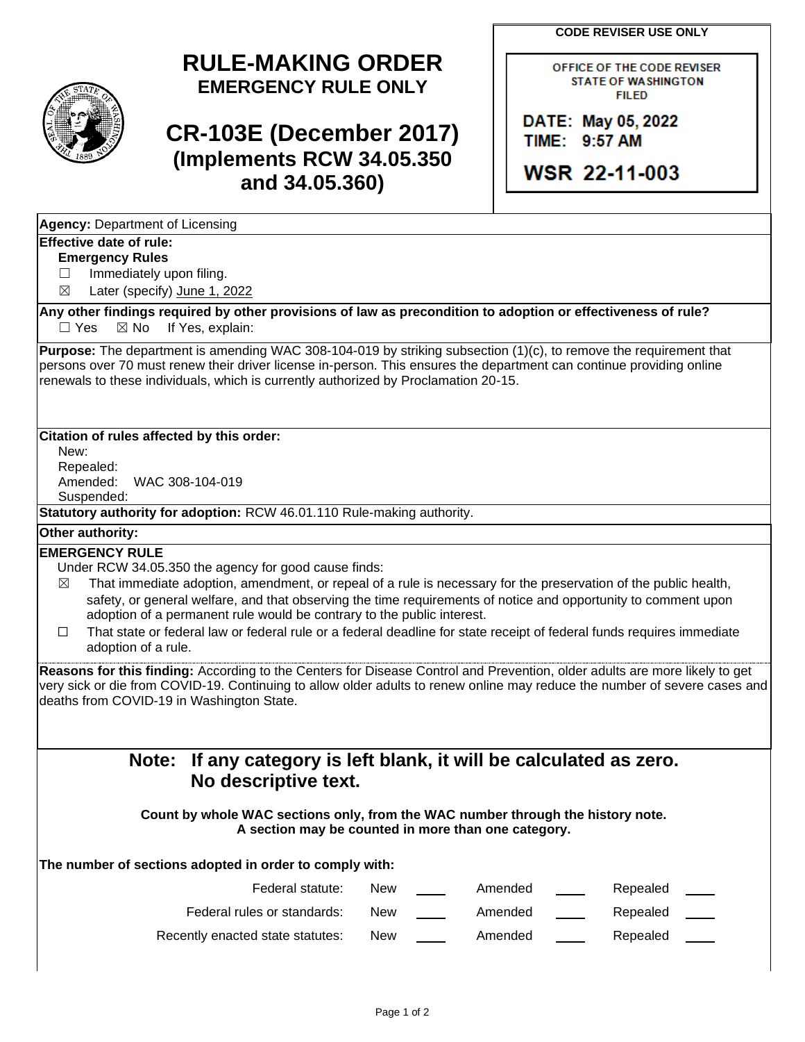**CODE REVISER USE ONLY**

OFFICE OF THE CODE REVISER
STATE OF WASHINGTON
FILED

DATE: May 05, 2022
TIME: 9:57 AM

WSR 22-11-003

# RULE-MAKING ORDER
## EMERGENCY RULE ONLY

# CR-103E (December 2017)
## (Implements RCW 34.05.350 and 34.05.360)

**Agency:** Department of Licensing

**Effective date of rule:**

**Emergency Rules**

☐ Immediately upon filing.

☒ Later (specify) June 1, 2022

**Any other findings required by other provisions of law as precondition to adoption or effectiveness of rule?**

☐ Yes ☒ No If Yes, explain:

**Purpose:** The department is amending WAC 308-104-019 by striking subsection (1)(c), to remove the requirement that persons over 70 must renew their driver license in-person. This ensures the department can continue providing online renewals to these individuals, which is currently authorized by Proclamation 20-15.

**Citation of rules affected by this order:**

New:
Repealed:
Amended: WAC 308-104-019
Suspended:

**Statutory authority for adoption:** RCW 46.01.110 Rule-making authority.

**Other authority:**

**EMERGENCY RULE**

Under RCW 34.05.350 the agency for good cause finds:

☒ That immediate adoption, amendment, or repeal of a rule is necessary for the preservation of the public health, safety, or general welfare, and that observing the time requirements of notice and opportunity to comment upon adoption of a permanent rule would be contrary to the public interest.

☐ That state or federal law or federal rule or a federal deadline for state receipt of federal funds requires immediate adoption of a rule.

**Reasons for this finding:** According to the Centers for Disease Control and Prevention, older adults are more likely to get very sick or die from COVID-19. Continuing to allow older adults to renew online may reduce the number of severe cases and deaths from COVID-19 in Washington State.

## Note: If any category is left blank, it will be calculated as zero. No descriptive text.

**Count by whole WAC sections only, from the WAC number through the history note. A section may be counted in more than one category.**

**The number of sections adopted in order to comply with:**

| | New | Amended | Repealed |
|---|---|---|---|
| Federal statute: | | | |
| Federal rules or standards: | | | |
| Recently enacted state statutes: | | | |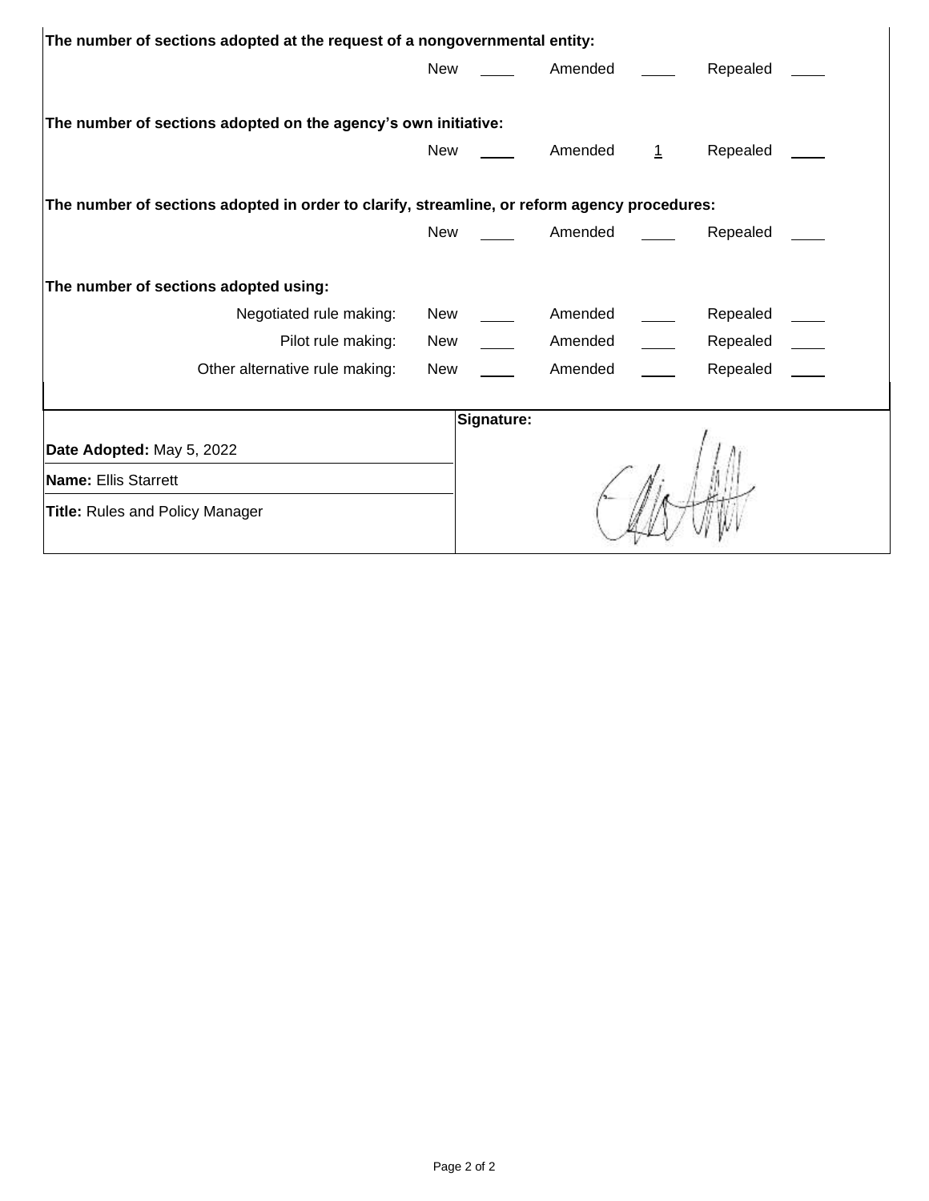**The number of sections adopted at the request of a nongovernmental entity:**

New \_\_\_\_ Amended \_\_\_\_ Repealed \_\_\_\_

**The number of sections adopted on the agency's own initiative:**

New \_\_\_\_ Amended 1 Repealed \_\_\_\_

**The number of sections adopted in order to clarify, streamline, or reform agency procedures:**

New \_\_\_\_ Amended \_\_\_\_ Repealed \_\_\_\_

**The number of sections adopted using:**

| | | | | | | |
|---|---|---|---|---|---|---|
| Negotiated rule making: | New | | Amended | | Repealed | |
| Pilot rule making: | New | | Amended | | Repealed | |
| Other alternative rule making: | New | | Amended | | Repealed | |

**Date Adopted:** May 5, 2022

**Name:** Ellis Starrett

**Title:** Rules and Policy Manager

**Signature:**